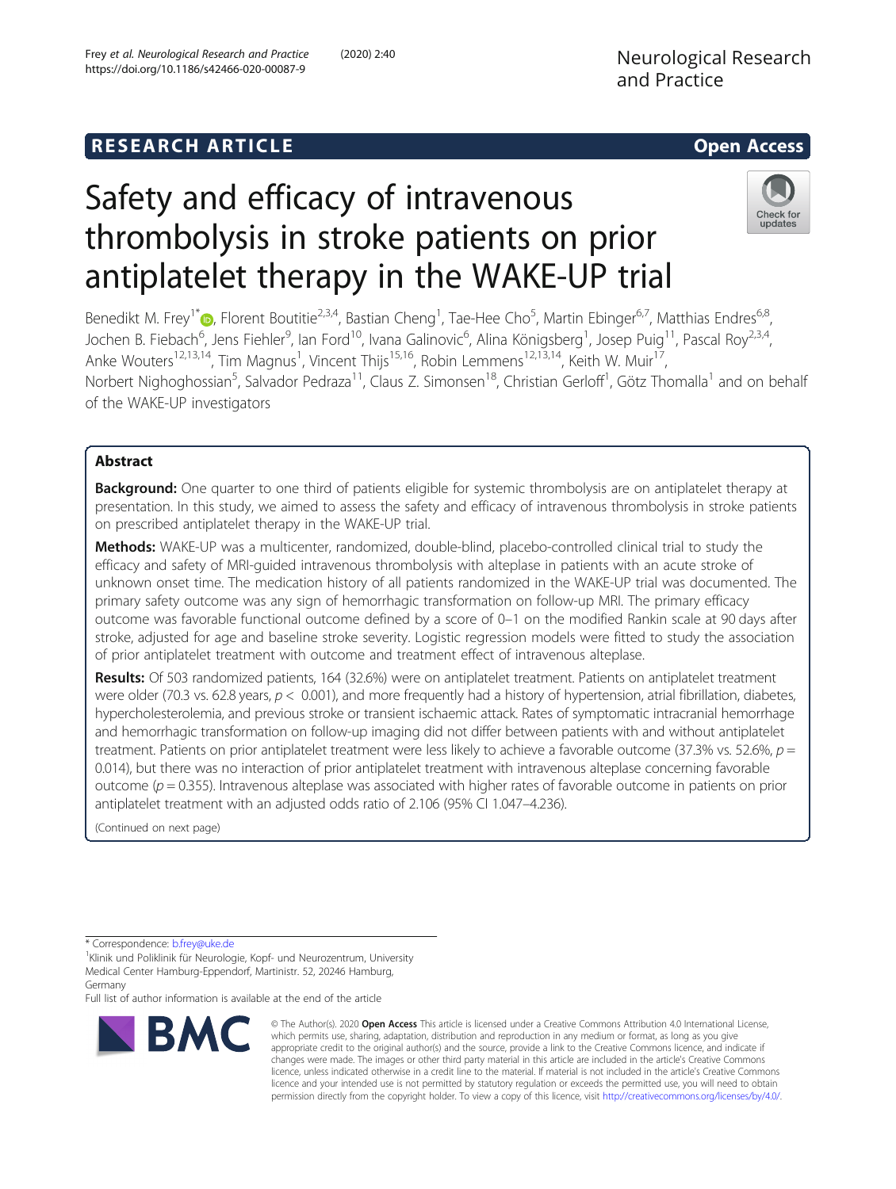RESEARCH ARTICLE

Open Access

# Safety and efficacy of intravenous thrombolysis in stroke patients on prior antiplatelet therapy in the WAKE-UP trial

Benedikt M. Frey[1*], Florent Boutitie[2,3,4], Bastian Cheng[1], Tae-Hee Cho[5], Martin Ebinger[6,7], Matthias Endres[6,8], Jochen B. Fiebach[6], Jens Fiehler[9], Ian Ford[10], Ivana Galinovic[6], Alina Königsberg[1], Josep Puig[11], Pascal Roy[2,3,4], Anke Wouters[12,13,14], Tim Magnus[1], Vincent Thijs[15,16], Robin Lemmens[12,13,14], Keith W. Muir[17], Norbert Nighoghossian[5], Salvador Pedraza[11], Claus Z. Simonsen[18], Christian Gerloff[1], Götz Thomalla[1] and on behalf of the WAKE-UP investigators

## Abstract

**Background:** One quarter to one third of patients eligible for systemic thrombolysis are on antiplatelet therapy at presentation. In this study, we aimed to assess the safety and efficacy of intravenous thrombolysis in stroke patients on prescribed antiplatelet therapy in the WAKE-UP trial.

**Methods:** WAKE-UP was a multicenter, randomized, double-blind, placebo-controlled clinical trial to study the efficacy and safety of MRI-guided intravenous thrombolysis with alteplase in patients with an acute stroke of unknown onset time. The medication history of all patients randomized in the WAKE-UP trial was documented. The primary safety outcome was any sign of hemorrhagic transformation on follow-up MRI. The primary efficacy outcome was favorable functional outcome defined by a score of 0–1 on the modified Rankin scale at 90 days after stroke, adjusted for age and baseline stroke severity. Logistic regression models were fitted to study the association of prior antiplatelet treatment with outcome and treatment effect of intravenous alteplase.

**Results:** Of 503 randomized patients, 164 (32.6%) were on antiplatelet treatment. Patients on antiplatelet treatment were older (70.3 vs. 62.8 years, $p < 0.001$), and more frequently had a history of hypertension, atrial fibrillation, diabetes, hypercholesterolemia, and previous stroke or transient ischaemic attack. Rates of symptomatic intracranial hemorrhage and hemorrhagic transformation on follow-up imaging did not differ between patients with and without antiplatelet treatment. Patients on prior antiplatelet treatment were less likely to achieve a favorable outcome (37.3% vs. 52.6%, $p = 0.014$), but there was no interaction of prior antiplatelet treatment with intravenous alteplase concerning favorable outcome ($p = 0.355$). Intravenous alteplase was associated with higher rates of favorable outcome in patients on prior antiplatelet treatment with an adjusted odds ratio of 2.106 (95% CI 1.047–4.236).

(Continued on next page)

* Correspondence: b.frey@uke.de

[1]Klinik und Poliklinik für Neurologie, Kopf- und Neurozentrum, University Medical Center Hamburg-Eppendorf, Martinistr. 52, 20246 Hamburg, Germany

Full list of author information is available at the end of the article

© The Author(s). 2020 **Open Access** This article is licensed under a Creative Commons Attribution 4.0 International License, which permits use, sharing, adaptation, distribution and reproduction in any medium or format, as long as you give appropriate credit to the original author(s) and the source, provide a link to the Creative Commons licence, and indicate if changes were made. The images or other third party material in this article are included in the article's Creative Commons licence, unless indicated otherwise in a credit line to the material. If material is not included in the article's Creative Commons licence and your intended use is not permitted by statutory regulation or exceeds the permitted use, you will need to obtain permission directly from the copyright holder. To view a copy of this licence, visit http://creativecommons.org/licenses/by/4.0/.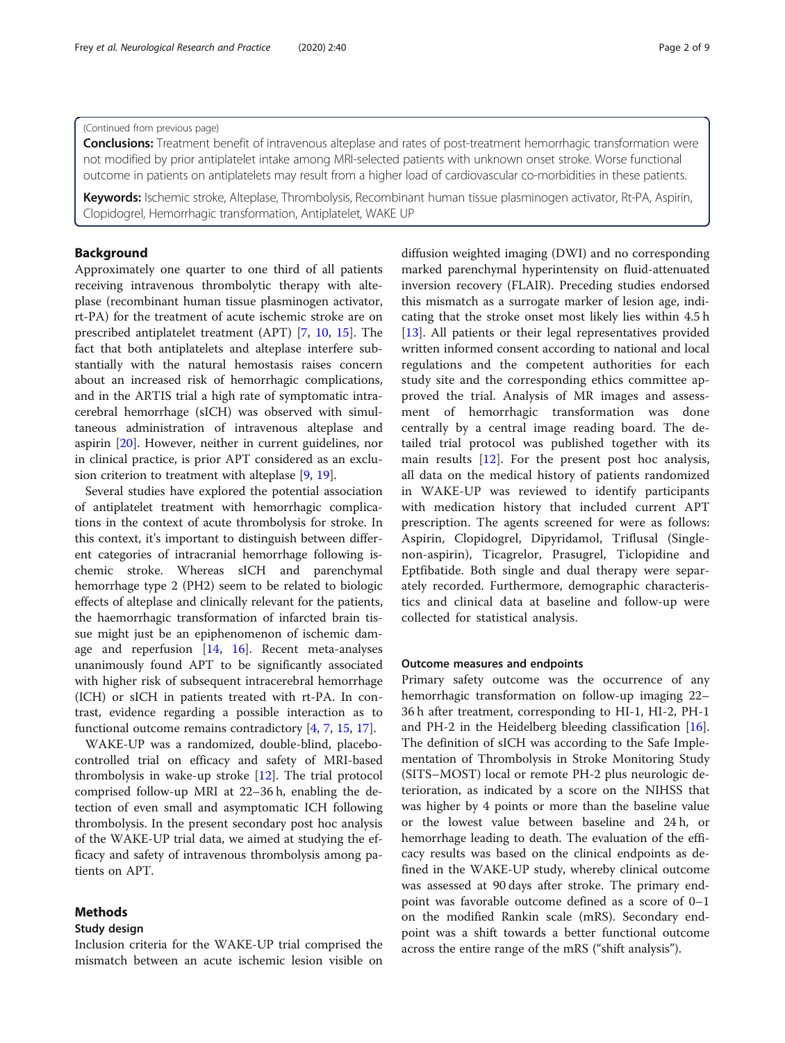(Continued from previous page)

**Conclusions:** Treatment benefit of intravenous alteplase and rates of post-treatment hemorrhagic transformation were not modified by prior antiplatelet intake among MRI-selected patients with unknown onset stroke. Worse functional outcome in patients on antiplatelets may result from a higher load of cardiovascular co-morbidities in these patients.

**Keywords:** Ischemic stroke, Alteplase, Thrombolysis, Recombinant human tissue plasminogen activator, Rt-PA, Aspirin, Clopidogrel, Hemorrhagic transformation, Antiplatelet, WAKE UP

## Background

Approximately one quarter to one third of all patients receiving intravenous thrombolytic therapy with alteplase (recombinant human tissue plasminogen activator, rt-PA) for the treatment of acute ischemic stroke are on prescribed antiplatelet treatment (APT) [7, 10, 15]. The fact that both antiplatelets and alteplase interfere substantially with the natural hemostasis raises concern about an increased risk of hemorrhagic complications, and in the ARTIS trial a high rate of symptomatic intracerebral hemorrhage (sICH) was observed with simultaneous administration of intravenous alteplase and aspirin [20]. However, neither in current guidelines, nor in clinical practice, is prior APT considered as an exclusion criterion to treatment with alteplase [9, 19].

Several studies have explored the potential association of antiplatelet treatment with hemorrhagic complications in the context of acute thrombolysis for stroke. In this context, it's important to distinguish between different categories of intracranial hemorrhage following ischemic stroke. Whereas sICH and parenchymal hemorrhage type 2 (PH2) seem to be related to biologic effects of alteplase and clinically relevant for the patients, the haemorrhagic transformation of infarcted brain tissue might just be an epiphenomenon of ischemic damage and reperfusion [14, 16]. Recent meta-analyses unanimously found APT to be significantly associated with higher risk of subsequent intracerebral hemorrhage (ICH) or sICH in patients treated with rt-PA. In contrast, evidence regarding a possible interaction as to functional outcome remains contradictory [4, 7, 15, 17].

WAKE-UP was a randomized, double-blind, placebo-controlled trial on efficacy and safety of MRI-based thrombolysis in wake-up stroke [12]. The trial protocol comprised follow-up MRI at 22–36 h, enabling the detection of even small and asymptomatic ICH following thrombolysis. In the present secondary post hoc analysis of the WAKE-UP trial data, we aimed at studying the efficacy and safety of intravenous thrombolysis among patients on APT.

## Methods

### Study design

Inclusion criteria for the WAKE-UP trial comprised the mismatch between an acute ischemic lesion visible on diffusion weighted imaging (DWI) and no corresponding marked parenchymal hyperintensity on fluid-attenuated inversion recovery (FLAIR). Preceding studies endorsed this mismatch as a surrogate marker of lesion age, indicating that the stroke onset most likely lies within 4.5 h [13]. All patients or their legal representatives provided written informed consent according to national and local regulations and the competent authorities for each study site and the corresponding ethics committee approved the trial. Analysis of MR images and assessment of hemorrhagic transformation was done centrally by a central image reading board. The detailed trial protocol was published together with its main results [12]. For the present post hoc analysis, all data on the medical history of patients randomized in WAKE-UP was reviewed to identify participants with medication history that included current APT prescription. The agents screened for were as follows: Aspirin, Clopidogrel, Dipyridamol, Triflusal (Single-non-aspirin), Ticagrelor, Prasugrel, Ticlopidine and Eptfibatide. Both single and dual therapy were separately recorded. Furthermore, demographic characteristics and clinical data at baseline and follow-up were collected for statistical analysis.

### Outcome measures and endpoints

Primary safety outcome was the occurrence of any hemorrhagic transformation on follow-up imaging 22–36 h after treatment, corresponding to HI-1, HI-2, PH-1 and PH-2 in the Heidelberg bleeding classification [16]. The definition of sICH was according to the Safe Implementation of Thrombolysis in Stroke Monitoring Study (SITS–MOST) local or remote PH-2 plus neurologic deterioration, as indicated by a score on the NIHSS that was higher by 4 points or more than the baseline value or the lowest value between baseline and 24 h, or hemorrhage leading to death. The evaluation of the efficacy results was based on the clinical endpoints as defined in the WAKE-UP study, whereby clinical outcome was assessed at 90 days after stroke. The primary endpoint was favorable outcome defined as a score of 0–1 on the modified Rankin scale (mRS). Secondary endpoint was a shift towards a better functional outcome across the entire range of the mRS ("shift analysis").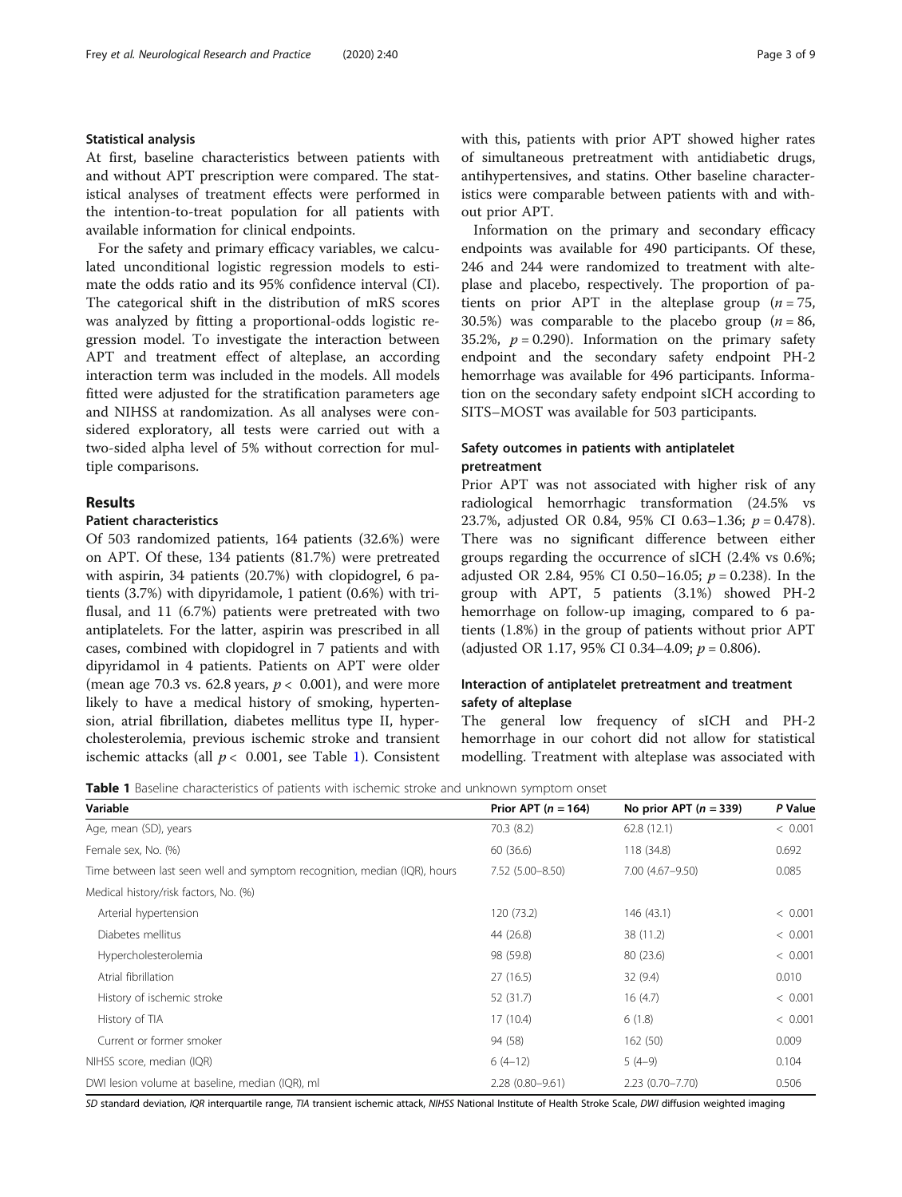### Statistical analysis

At first, baseline characteristics between patients with and without APT prescription were compared. The statistical analyses of treatment effects were performed in the intention-to-treat population for all patients with available information for clinical endpoints.

For the safety and primary efficacy variables, we calculated unconditional logistic regression models to estimate the odds ratio and its 95% confidence interval (CI). The categorical shift in the distribution of mRS scores was analyzed by fitting a proportional-odds logistic regression model. To investigate the interaction between APT and treatment effect of alteplase, an according interaction term was included in the models. All models fitted were adjusted for the stratification parameters age and NIHSS at randomization. As all analyses were considered exploratory, all tests were carried out with a two-sided alpha level of 5% without correction for multiple comparisons.

## Results

### Patient characteristics

Of 503 randomized patients, 164 patients (32.6%) were on APT. Of these, 134 patients (81.7%) were pretreated with aspirin, 34 patients (20.7%) with clopidogrel, 6 patients (3.7%) with dipyridamole, 1 patient (0.6%) with triflusal, and 11 (6.7%) patients were pretreated with two antiplatelets. For the latter, aspirin was prescribed in all cases, combined with clopidogrel in 7 patients and with dipyridamol in 4 patients. Patients on APT were older (mean age 70.3 vs. 62.8 years, $p < 0.001$), and were more likely to have a medical history of smoking, hypertension, atrial fibrillation, diabetes mellitus type II, hypercholesterolemia, previous ischemic stroke and transient ischemic attacks (all $p < 0.001$, see Table 1). Consistent with this, patients with prior APT showed higher rates of simultaneous pretreatment with antidiabetic drugs, antihypertensives, and statins. Other baseline characteristics were comparable between patients with and without prior APT.

Information on the primary and secondary efficacy endpoints was available for 490 participants. Of these, 246 and 244 were randomized to treatment with alteplase and placebo, respectively. The proportion of patients on prior APT in the alteplase group ($n = 75$, 30.5%) was comparable to the placebo group ($n = 86$, 35.2%, $p = 0.290$). Information on the primary safety endpoint and the secondary safety endpoint PH-2 hemorrhage was available for 496 participants. Information on the secondary safety endpoint sICH according to SITS–MOST was available for 503 participants.

### Safety outcomes in patients with antiplatelet pretreatment

Prior APT was not associated with higher risk of any radiological hemorrhagic transformation (24.5% vs 23.7%, adjusted OR 0.84, 95% CI 0.63–1.36; $p = 0.478$). There was no significant difference between either groups regarding the occurrence of sICH (2.4% vs 0.6%; adjusted OR 2.84, 95% CI 0.50–16.05; $p = 0.238$). In the group with APT, 5 patients (3.1%) showed PH-2 hemorrhage on follow-up imaging, compared to 6 patients (1.8%) in the group of patients without prior APT (adjusted OR 1.17, 95% CI 0.34–4.09; $p = 0.806$).

### Interaction of antiplatelet pretreatment and treatment safety of alteplase

The general low frequency of sICH and PH-2 hemorrhage in our cohort did not allow for statistical modelling. Treatment with alteplase was associated with

**Table 1** Baseline characteristics of patients with ischemic stroke and unknown symptom onset

| Variable | Prior APT ($n = 164$) | No prior APT ($n = 339$) | P Value |
|---|---|---|---|
| Age, mean (SD), years | 70.3 (8.2) | 62.8 (12.1) | < 0.001 |
| Female sex, No. (%) | 60 (36.6) | 118 (34.8) | 0.692 |
| Time between last seen well and symptom recognition, median (IQR), hours | 7.52 (5.00–8.50) | 7.00 (4.67–9.50) | 0.085 |
| Medical history/risk factors, No. (%) | | | |
| Arterial hypertension | 120 (73.2) | 146 (43.1) | < 0.001 |
| Diabetes mellitus | 44 (26.8) | 38 (11.2) | < 0.001 |
| Hypercholesterolemia | 98 (59.8) | 80 (23.6) | < 0.001 |
| Atrial fibrillation | 27 (16.5) | 32 (9.4) | 0.010 |
| History of ischemic stroke | 52 (31.7) | 16 (4.7) | < 0.001 |
| History of TIA | 17 (10.4) | 6 (1.8) | < 0.001 |
| Current or former smoker | 94 (58) | 162 (50) | 0.009 |
| NIHSS score, median (IQR) | 6 (4–12) | 5 (4–9) | 0.104 |
| DWI lesion volume at baseline, median (IQR), ml | 2.28 (0.80–9.61) | 2.23 (0.70–7.70) | 0.506 |

*SD* standard deviation, *IQR* interquartile range, *TIA* transient ischemic attack, *NIHSS* National Institute of Health Stroke Scale, *DWI* diffusion weighted imaging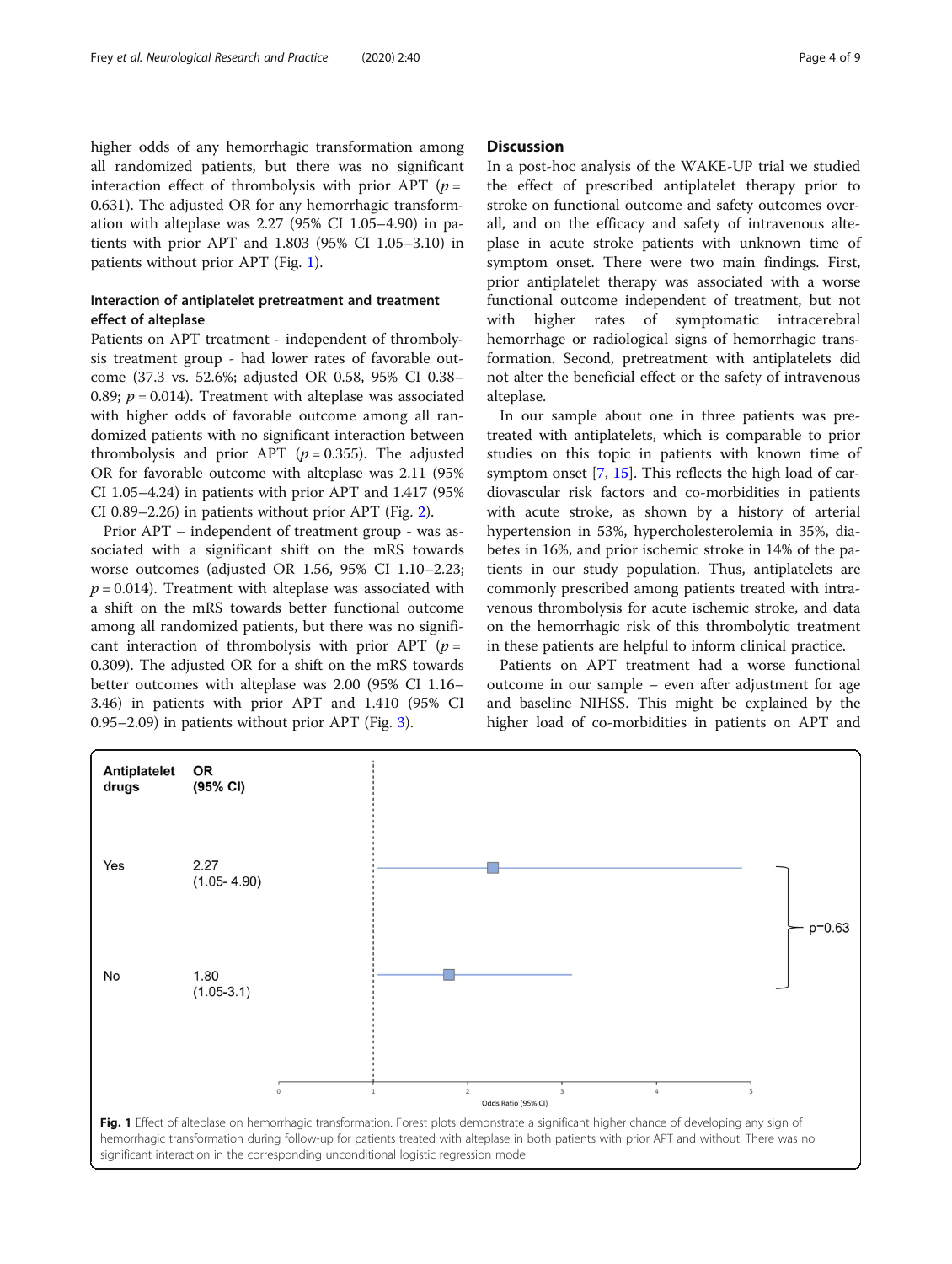higher odds of any hemorrhagic transformation among all randomized patients, but there was no significant interaction effect of thrombolysis with prior APT ($p$ = 0.631). The adjusted OR for any hemorrhagic transformation with alteplase was 2.27 (95% CI 1.05–4.90) in patients with prior APT and 1.803 (95% CI 1.05–3.10) in patients without prior APT (Fig. 1).

### Interaction of antiplatelet pretreatment and treatment effect of alteplase

Patients on APT treatment - independent of thrombolysis treatment group - had lower rates of favorable outcome (37.3 vs. 52.6%; adjusted OR 0.58, 95% CI 0.38–0.89; $p$ = 0.014). Treatment with alteplase was associated with higher odds of favorable outcome among all randomized patients with no significant interaction between thrombolysis and prior APT ($p$ = 0.355). The adjusted OR for favorable outcome with alteplase was 2.11 (95% CI 1.05–4.24) in patients with prior APT and 1.417 (95% CI 0.89–2.26) in patients without prior APT (Fig. 2).

Prior APT – independent of treatment group - was associated with a significant shift on the mRS towards worse outcomes (adjusted OR 1.56, 95% CI 1.10–2.23; $p$ = 0.014). Treatment with alteplase was associated with a shift on the mRS towards better functional outcome among all randomized patients, but there was no significant interaction of thrombolysis with prior APT ($p$ = 0.309). The adjusted OR for a shift on the mRS towards better outcomes with alteplase was 2.00 (95% CI 1.16–3.46) in patients with prior APT and 1.410 (95% CI 0.95–2.09) in patients without prior APT (Fig. 3).

## Discussion

In a post-hoc analysis of the WAKE-UP trial we studied the effect of prescribed antiplatelet therapy prior to stroke on functional outcome and safety outcomes overall, and on the efficacy and safety of intravenous alteplase in acute stroke patients with unknown time of symptom onset. There were two main findings. First, prior antiplatelet therapy was associated with a worse functional outcome independent of treatment, but not with higher rates of symptomatic intracerebral hemorrhage or radiological signs of hemorrhagic transformation. Second, pretreatment with antiplatelets did not alter the beneficial effect or the safety of intravenous alteplase.

In our sample about one in three patients was pretreated with antiplatelets, which is comparable to prior studies on this topic in patients with known time of symptom onset [7, 15]. This reflects the high load of cardiovascular risk factors and co-morbidities in patients with acute stroke, as shown by a history of arterial hypertension in 53%, hypercholesterolemia in 35%, diabetes in 16%, and prior ischemic stroke in 14% of the patients in our study population. Thus, antiplatelets are commonly prescribed among patients treated with intravenous thrombolysis for acute ischemic stroke, and data on the hemorrhagic risk of this thrombolytic treatment in these patients are helpful to inform clinical practice.

Patients on APT treatment had a worse functional outcome in our sample – even after adjustment for age and baseline NIHSS. This might be explained by the higher load of co-morbidities in patients on APT and

| Antiplatelet drugs | OR (95% CI) |
|---|---|
| Yes | 2.27 (1.05- 4.90) |
| No | 1.80 (1.05-3.1) |

p=0.63

Odds Ratio (95% CI)

**Fig. 1** Effect of alteplase on hemorrhagic transformation. Forest plots demonstrate a significant higher chance of developing any sign of hemorrhagic transformation during follow-up for patients treated with alteplase in both patients with prior APT and without. There was no significant interaction in the corresponding unconditional logistic regression model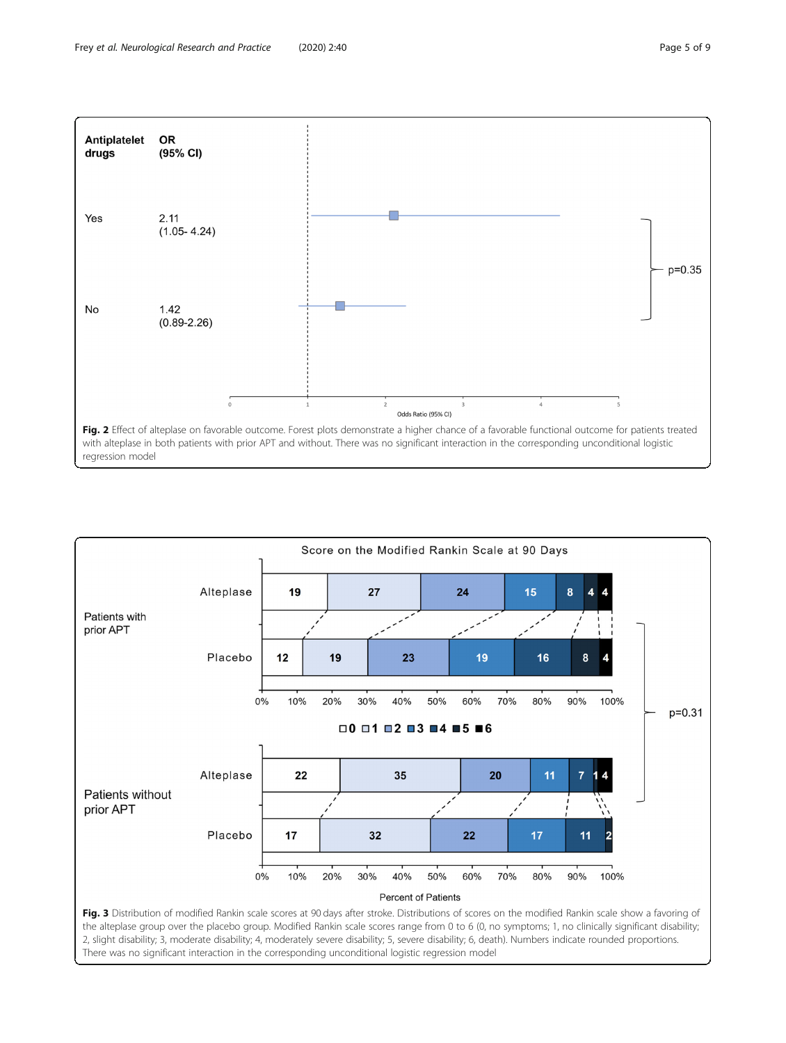| Antiplatelet drugs | OR (95% CI) |
|---|---|
| Yes | 2.11 (1.05- 4.24) |
| No | 1.42 (0.89-2.26) |

p=0.35

**Fig. 2** Effect of alteplase on favorable outcome. Forest plots demonstrate a higher chance of a favorable functional outcome for patients treated with alteplase in both patients with prior APT and without. There was no significant interaction in the corresponding unconditional logistic regression model

Score on the Modified Rankin Scale at 90 Days

| | | 0 | 1 | 2 | 3 | 4 | 5 | 6 |
|---|---|---|---|---|---|---|---|---|
| Patients with prior APT | Alteplase | 19 | 27 | 24 | 15 | 8 | 4 | 4 |
| | Placebo | 12 | 19 | 23 | 19 | 16 | 8 | 4 |
| Patients without prior APT | Alteplase | 22 | 35 | 20 | 11 | 7 | 1 | 4 |
| | Placebo | 17 | 32 | 22 | 17 | 11 | | 2 |

p=0.31

**Fig. 3** Distribution of modified Rankin scale scores at 90 days after stroke. Distributions of scores on the modified Rankin scale show a favoring of the alteplase group over the placebo group. Modified Rankin scale scores range from 0 to 6 (0, no symptoms; 1, no clinically significant disability; 2, slight disability; 3, moderate disability; 4, moderately severe disability; 5, severe disability; 6, death). Numbers indicate rounded proportions. There was no significant interaction in the corresponding unconditional logistic regression model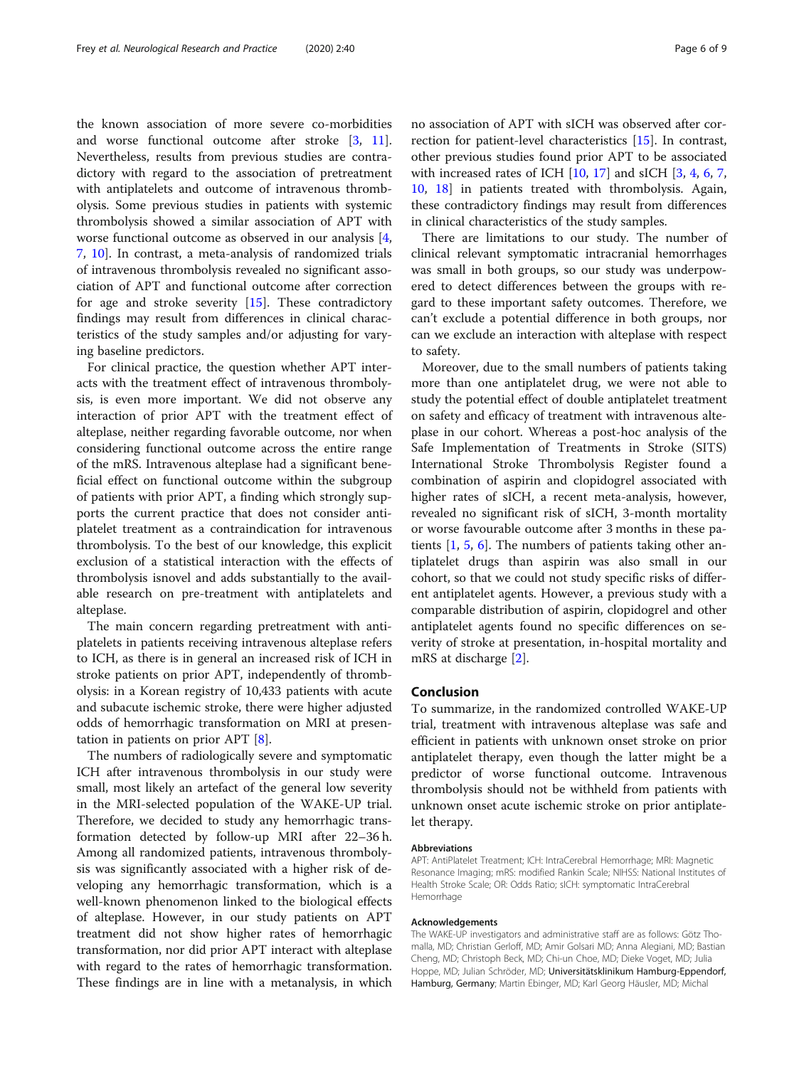the known association of more severe co-morbidities and worse functional outcome after stroke [3, 11]. Nevertheless, results from previous studies are contradictory with regard to the association of pretreatment with antiplatelets and outcome of intravenous thrombolysis. Some previous studies in patients with systemic thrombolysis showed a similar association of APT with worse functional outcome as observed in our analysis [4, 7, 10]. In contrast, a meta-analysis of randomized trials of intravenous thrombolysis revealed no significant association of APT and functional outcome after correction for age and stroke severity [15]. These contradictory findings may result from differences in clinical characteristics of the study samples and/or adjusting for varying baseline predictors.

For clinical practice, the question whether APT interacts with the treatment effect of intravenous thrombolysis, is even more important. We did not observe any interaction of prior APT with the treatment effect of alteplase, neither regarding favorable outcome, nor when considering functional outcome across the entire range of the mRS. Intravenous alteplase had a significant beneficial effect on functional outcome within the subgroup of patients with prior APT, a finding which strongly supports the current practice that does not consider antiplatelet treatment as a contraindication for intravenous thrombolysis. To the best of our knowledge, this explicit exclusion of a statistical interaction with the effects of thrombolysis isnovel and adds substantially to the available research on pre-treatment with antiplatelets and alteplase.

The main concern regarding pretreatment with antiplatelets in patients receiving intravenous alteplase refers to ICH, as there is in general an increased risk of ICH in stroke patients on prior APT, independently of thrombolysis: in a Korean registry of 10,433 patients with acute and subacute ischemic stroke, there were higher adjusted odds of hemorrhagic transformation on MRI at presentation in patients on prior APT [8].

The numbers of radiologically severe and symptomatic ICH after intravenous thrombolysis in our study were small, most likely an artefact of the general low severity in the MRI-selected population of the WAKE-UP trial. Therefore, we decided to study any hemorrhagic transformation detected by follow-up MRI after 22–36 h. Among all randomized patients, intravenous thrombolysis was significantly associated with a higher risk of developing any hemorrhagic transformation, which is a well-known phenomenon linked to the biological effects of alteplase. However, in our study patients on APT treatment did not show higher rates of hemorrhagic transformation, nor did prior APT interact with alteplase with regard to the rates of hemorrhagic transformation. These findings are in line with a metanalysis, in which no association of APT with sICH was observed after correction for patient-level characteristics [15]. In contrast, other previous studies found prior APT to be associated with increased rates of ICH [10, 17] and sICH [3, 4, 6, 7, 10, 18] in patients treated with thrombolysis. Again, these contradictory findings may result from differences in clinical characteristics of the study samples.

There are limitations to our study. The number of clinical relevant symptomatic intracranial hemorrhages was small in both groups, so our study was underpowered to detect differences between the groups with regard to these important safety outcomes. Therefore, we can't exclude a potential difference in both groups, nor can we exclude an interaction with alteplase with respect to safety.

Moreover, due to the small numbers of patients taking more than one antiplatelet drug, we were not able to study the potential effect of double antiplatelet treatment on safety and efficacy of treatment with intravenous alteplase in our cohort. Whereas a post-hoc analysis of the Safe Implementation of Treatments in Stroke (SITS) International Stroke Thrombolysis Register found a combination of aspirin and clopidogrel associated with higher rates of sICH, a recent meta-analysis, however, revealed no significant risk of sICH, 3-month mortality or worse favourable outcome after 3 months in these patients [1, 5, 6]. The numbers of patients taking other antiplatelet drugs than aspirin was also small in our cohort, so that we could not study specific risks of different antiplatelet agents. However, a previous study with a comparable distribution of aspirin, clopidogrel and other antiplatelet agents found no specific differences on severity of stroke at presentation, in-hospital mortality and mRS at discharge [2].

## Conclusion

To summarize, in the randomized controlled WAKE-UP trial, treatment with intravenous alteplase was safe and efficient in patients with unknown onset stroke on prior antiplatelet therapy, even though the latter might be a predictor of worse functional outcome. Intravenous thrombolysis should not be withheld from patients with unknown onset acute ischemic stroke on prior antiplatelet therapy.

#### Abbreviations

APT: AntiPlatelet Treatment; ICH: IntraCerebral Hemorrhage; MRI: Magnetic Resonance Imaging; mRS: modified Rankin Scale; NIHSS: National Institutes of Health Stroke Scale; OR: Odds Ratio; sICH: symptomatic IntraCerebral Hemorrhage

#### Acknowledgements

The WAKE-UP investigators and administrative staff are as follows: Götz Thomalla, MD; Christian Gerloff, MD; Amir Golsari MD; Anna Alegiani, MD; Bastian Cheng, MD; Christoph Beck, MD; Chi-un Choe, MD; Dieke Voget, MD; Julia Hoppe, MD; Julian Schröder, MD; **Universitätsklinikum Hamburg-Eppendorf, Hamburg, Germany**; Martin Ebinger, MD; Karl Georg Häusler, MD; Michal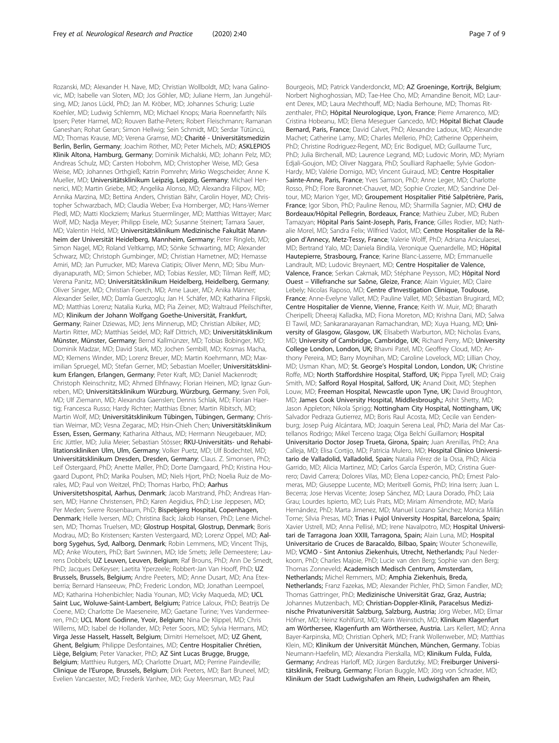Rozanski, MD; Alexander H. Nave, MD; Christian Wollboldt, MD; Ivana Galinovic, MD; Isabelle van Sloten, MD; Jos Göhler, MD; Juliane Herm, Jan Jungehülsing, MD; Janos Lückl, PhD; Jan M. Kröber, MD; Johannes Schurig; Luzie Koehler, MD; Ludwig Schlemm, MD; Michael Knops; Maria Roennefarth; Nils Ipsen; Peter Harmel, MD; Rouven Bathe-Peters; Robert Fleischmann; Ramanan Ganeshan; Rohat Geran; Simon Hellwig; Sein Schmidt, MD; Serdar Tütüncü, MD; Thomas Krause, MD; Verena Gramse, MD; **Charité - Universitätsmedizin Berlin, Berlin, Germany**; Joachim Röther, MD; Peter Michels, MD; **ASKLEPIOS Klinik Altona, Hamburg, Germany**; Dominik Michalski, MD; Johann Pelz, MD; Andreas Schulz, MD; Carsten Hobohm, MD; Christopher Weise, MD; Gesa Weise, MD; Johannes Orthgieß; Katrin Pomrehn; Mirko Wegscheider; Anne K. Mueller, MD; **Universitätsklinikum Leipzig, Leipzig, Germany**; Michael Hennerici, MD; Martin Griebe, MD; Angelika Alonso, MD; Alexandra Filipov, MD; Annika Marzina, MD; Bettina Anders, Christian Bähr, Carolin Hoyer, MD; Christopher Schwarzbach, MD; Claudia Weber; Eva Hornberger, MD; Hans-Werner Pledl, MD; Matti Klockziem; Markus Stuermlinger, MD; Matthias Wittayer; Marc Wolf, MD; Nadja Meyer; Philipp Eisele, MD; Susanne Steinert; Tamara Sauer, MD; Valentin Held, MD; **Universitätsklinikum Medizinische Fakultät Mannheim der Universität Heidelberg, Mannheim, Germany**; Peter Ringleb, MD; Simon Nagel, MD; Roland Veltkamp, MD; Sönke Schwarting, MD; Alexander Schwarz, MD; Christoph Gumbinger, MD; Christian Hametner, MD; Hemasse Amiri, MD; Jan Purrucker, MD; Mareva Ciatipis; Oliver Menn, MD; Sibu Mundiyanapurath, MD; Simon Schieber, MD; Tobias Kessler, MD; Tilman Reiff, MD; Verena Panitz, MD; **Universitätsklinikum Heidelberg, Heidelberg, Germany**; Oliver Singer, MD; Christian Foerch, MD; Arne Lauer, MD; Anika Männer; Alexander Seiler, MD; Damla Guerzoglu; Jan H. Schäfer, MD; Katharina Filipski, MD; Matthias Lorenz; Natalia Kurka, MD; Pia Zeiner, MD; Waltraud Pfeilschifter, MD; **Klinikum der Johann Wolfgang Goethe-Universität, Frankfurt, Germany**; Rainer Dziewas, MD; Jens Minnerup, MD; Christian Albiker, MD; Martin Ritter, MD; Matthias Seidel, MD; Ralf Dittrich, MD; **Universitätsklinikum Münster, Münster, Germany**; Bernd Kallmünzer, MD; Tobias Bobinger, MD; Dominik Madzar, MD; David Stark, MD; Jochen Sembill, MD; Kosmas Macha, MD; Klemens Winder, MD; Lorenz Breuer, MD; Martin Koehrmann, MD; Maximilian Spruegel, MD; Stefan Gerner, MD; Sebastian Moeller; **Universitätsklinikum Erlangen, Erlangen, Germany**; Peter Kraft, MD; Daniel Mackenrodt; Christoph Kleinschnitz, MD; Ahmed Elhfnawy; Florian Heinen, MD; Ignaz Gunreben, MD; **Universitätsklinikum Würzburg, Würzburg, Germany**; Sven Poli, MD; Ulf Ziemann, MD; Alexandra Gaenslen; Dennis Schlak, MD; Florian Haertig; Francesca Russo; Hardy Richter; Matthias Ebner; Martin Ribitsch, MD; Martin Wolf, MD; **Universitätsklinikum Tübingen, Tübingen, Germany**; Christian Weimar, MD; Vesna Zegarac, MD; Hsin-Chieh Chen; **Universitätsklinikum Essen, Essen, Germany**; Katharina Althaus, MD; Hermann Neugebauer, MD; Eric Jüttler, MD; Julia Meier; Sebastian Stösser; **RKU-Universitäts- und Rehabilitationskliniken Ulm, Ulm, Germany**; Volker Puetz, MD; Ulf Bodechtel, MD; **Universitätsklinikum Dresden, Dresden, Germany**; Claus. Z. Simonsen, PhD; Leif Ostergaard, PhD; Anette Møller, PhD; Dorte Damgaard, PhD; Kristina Hougaard Dupont, PhD; Marika Poulsen, MD; Niels Hjort, PhD; Noelia Ruiz de Morales, MD; Paul von Weitzel, PhD; Thomas Harbo, PhD; **Aarhus Universitetshospital, Aarhus, Denmark**; Jacob Marstrand, PhD; Andreas Hansen, MD; Hanne Christensen, PhD; Karen Aegidius, PhD; Lise Jeppesen, MD; Per Meden; Sverre Rosenbaum, PhD; **Bispebjerg Hospital, Copenhagen, Denmark**; Helle Iversen, MD; Christina Back; Jakob Hansen, PhD; Lene Michelsen, MD; Thomas Truelsen, MD; **Glostrup Hospital, Glostrup, Denmark**; Boris Modrau, MD; Bo Kristensen; Karsten Vestergaard, MD; Lorenz Oppel, MD; **Aalborg Sygehus, Syd, Aalborg, Denmark**; Robin Lemmens, MD; Vincent Thijs, MD; Anke Wouters, PhD; Bart Swinnen, MD; Ide Smets; Jelle Demeestere; Laurens Dobbels; **UZ Leuven, Leuven, Belgium**; Raf Brouns, PhD; Ann De Smedt, PhD; Jacques DeKeyser; Laetita Yperzeele; Robbert-Jan Van Hooff, PhD; **UZ Brussels, Brussels, Belgium;** Andre Peeters, MD; Anne Dusart, MD; Ana Etexberria; Bernard Hanseeuw, PhD; Frederic London, MD; Jonathan Leempoel, MD; Katharina Hohenbichler; Nadia Younan, MD; Vicky Maqueda, MD; **UCL Saint Luc, Woluwe-Saint-Lambert, Belgium;** Patrice Laloux, PhD; Beatrijs De Coene, MD; Charlotte De Maeseneire, MD; Gaetane Turine; Yves Vandermeeren, PhD; **UCL Mont Godinne, Yvoir, Belgium**; Nina De Klippel, MD; Chris Willems, MD; Isabel de Hollander, MD; Peter Soors, MD; Sylvia Hermans, MD; **Virga Jesse Hasselt, Hasselt, Belgium**; Dimitri Hemelsoet, MD; **UZ Ghent, Ghent, Belgium**; Philippe Desfontaines, MD; **Centre Hospitalier Chrétien, Liège, Belgium**; Peter Vanacker, PhD; **AZ Sint Lucas Brugge, Brugge, Belgium**; Matthieu Rutgers, MD; Charlotte Druart, MD; Perrine Paindeville; **Clinique de l'Europe, Brussels, Belgium**; Dirk Peeters, MD; Bart Bruneel, MD; Evelien Vancaester, MD; Frederik Vanhee, MD; Guy Meersman, MD; Paul Bourgeois, MD; Patrick Vanderdonckt, MD; **AZ Groeninge, Kortrijk, Belgium**; Norbert Nighoghossian, MD; Tae-Hee Cho, MD; Amandine Benoit, MD; Laurent Derex, MD; Laura Mechthouff, MD; Nadia Berhoune, MD; Thomas Ritzenthaler, PhD; **Hôpital Neurologique, Lyon, France**; Pierre Amarenco, MD; Cristina Hobeanu, MD; Elena Meseguer Gancedo, MD; **Hôpital Bichat Claude Bernard, Paris, France**; David Calvet, PhD; Alexandre Ladoux, MD; Alexandre Machet; Catherine Lamy, MD; Charles Mellerio, PhD; Catherine Oppenheim, PhD; Christine Rodriguez-Regent, MD; Eric Bodiguel, MD; Guillaume Turc, PhD; Julia Birchenall, MD; Laurence Legrand, MD; Ludovic Morin, MD; Myriam Edjali-Goujon, MD; Oliver Naggara, PhD; Soulliard Raphaelle; Sylvie Godon-Hardy, MD; Valérie Domigo, MD; Vincent Guiraud, MD; **Centre Hospitalier Sainte-Anne, Paris, France**; Yves Samson, PhD; Anne Leger, MD; Charlotte Rosso, PhD; Flore Baronnet-Chauvet, MD; Sophie Crozier, MD; Sandrine Deltour, MD; Marion Yger, MD; **Groupement Hospitalier Pitié Salpêtrière, Paris, France**; Igor Sibon, PhD; Pauline Renou, MD; Sharmilla Sagnier, MD; **CHU de Bordeaux/Hôpital Pellegrin, Bordeaux, France**; Mathieu Zuber, MD; Ruben Tamazyan; **Hôpital Paris Saint-Joseph, Paris, France**; Gilles Rodier, MD; Nathalie Morel, MD; Sandra Felix; Wilfried Vadot, MD; **Centre Hospitalier de la Région d'Annecy, Metz-Tessy, France**; Valerie Wolff, PhD; Adriana Aniculaesei, MD; Bertrand Yalo, MD; Daniela Bindila, Veronique Quenardelle, MD; **Hôpital Hautepierre, Strasbourg, France**; Karine Blanc-Lasserre, MD; Emmanuelle Landrault, MD; Ludovic Breynaert, MD; **Centre Hospitalier de Valence, Valence, France**; Serkan Cakmak, MD; Stéphane Peysson, MD; **Hôpital Nord Ouest – Villefranche sur Saône, Gleize, France**; Alain Viguier, MD; Claire Lebely; Nicolas Raposo, MD; **Centre d'Investigation Clinique, Toulouse, France**; Anne-Evelyne Vallet, MD; Pauline Vallet, MD; Sébastian Brugirard, MD; **Centre Hospitalier de Vienne, Vienne, France**; Keith W. Muir, MD; Bharath Cheripelli; Dheeraj Kalladka, MD; Fiona Moreton, MD; Krishna Dani, MD; Salwa El Tawil, MD; Sankaranarayanan Ramachandran, MD; Xuya Huang, MD; **University of Glasgow, Glasgow, UK**; Elisabeth Warburton, MD; Nicholas Evans, MD; **University of Cambridge, Cambridge, UK**; Richard Perry, MD; **University College London, London, UK**; Bhavni Patel, MD; Geoffrey Cloud, MD; Anthony Pereira, MD; Barry Moynihan, MD; Caroline Lovelock, MD; Lillian Choy, MD; Usman Khan, MD; **St. George's Hospital London, London, UK;** Christine Roffe, MD; **North Staffordshire Hospital, Stafford, UK;** Pippa Tyrell, MD; Craig Smith, MD; **Salford Royal Hospital, Salford, UK;** Anand Dixit, MD; Stephen Louw, MD; **Freeman Hospital, Newcastle upon Tyne, UK;** David Broughton, MD; **James Cook University Hospital, Middlesbrough,;** Ashit Shetty, MD; Jason Appleton; Nikola Sprigg; **Nottingham City Hospital, Nottingham, UK;** Salvador Pedraza Gutierrez, MD; Boris Raul Acosta, MD; Cecile van Eendenburg; Josep Puig Alcántara, MD; Joaquin Serena Leal, PhD; Maria del Mar Castellanos Rodrigo; Mikel Terceno Izaga; Olga Belchí Guillamon; **Hospital Universitario Doctor Josep Trueta, Girona, Spain;** Juan Arenillas, PhD; Ana Calleja, MD; Elisa Cortijo, MD; Patricia Mulero, MD; **Hospital Clínico Universitario de Valladolid, Valladolid, Spain;** Natalia Pérez de la Ossa, PhD; Alicia Garrido, MD; Alicia Martinez, MD; Carlos García Esperón, MD; Cristina Guerrero; David Carrera; Dolores Vilas, MD; Elena Lopez-cancio, PhD; Ernest Palomeras, MD; Giuseppe Lucente, MD; Meritxell Gomis, PhD; Irina Isern; Juan L. Becerra; Jose Hervas Vicente; Josep Sánchez, MD; Laura Dorado, PhD; Laia Grau; Lourdes Ispierto, MD; Luis Prats, MD; Miriam Almendrote, MD; María Hernández, PhD; Marta Jimenez, MD; Manuel Lozano Sánchez; Monica Millán Torne; Silvia Presas, MD; **Trias i Pujol University Hospital, Barcelona, Spain;** Xavier Ustrell, MD; Anna Pellisé, MD; Irene Navalpotro, MD; **Hospital Universitari de Tarragona Joan XXIII, Tarragona, Spain;** Alain Luna, MD; **Hospital Universitario de Cruces de Baracaldo, Bilbao, Spain;** Wouter Schonewille, MD; **VCMO - Sint Antonius Ziekenhuis, Utrecht, Netherlands;** Paul Nederkoorn, PhD; Charles Majoie, PhD; Lucie van den Berg; Sophie van den Berg; Thomas Zonneveld; **Academisch Medisch Centrum, Amsterdam, Netherlands;** Michel Remmers, MD; **Amphia Ziekenhuis, Breda, Netherlands;** Franz Fazekas, MD; Alexander Pichler, PhD; Simon Fandler, MD; Thomas Gattringer, PhD; **Medizinische Universität Graz, Graz, Austria;** Johannes Mutzenbach, MD; **Christian-Doppler-Klinik, Paracelsus Medizinische Privatuniversität Salzburg, Salzburg, Austria;** Jörg Weber, MD; Elmar Höfner, MD; Heinz Kohlfürst, MD; Karin Weinstich, MD; **Klinikum Klagenfurt am Wörthersee, Klagenfurth am Wörthersee, Austria.** Lars Kellert, MD; Anna Bayer-Karpinska, MD; Christian Opherk, MD; Frank Wollenweber, MD; Matthias Klein, MD; **Klinikum der Universität München, München, Germany.** Tobias Neumann-Haefelin, MD; Alexandra Pierskalla, MD; **Klinikum Fulda, Fulda, Germany;** Andreas Harloff, MD; Jürgen Bardutzky, MD; **Freiburger Universitätsklinik, Freiburg, Germany;** Florian Buggle, MD; Jörg von Schrader, MD; **Klinikum der Stadt Ludwigshafen am Rhein, Ludwigshafen am Rhein,**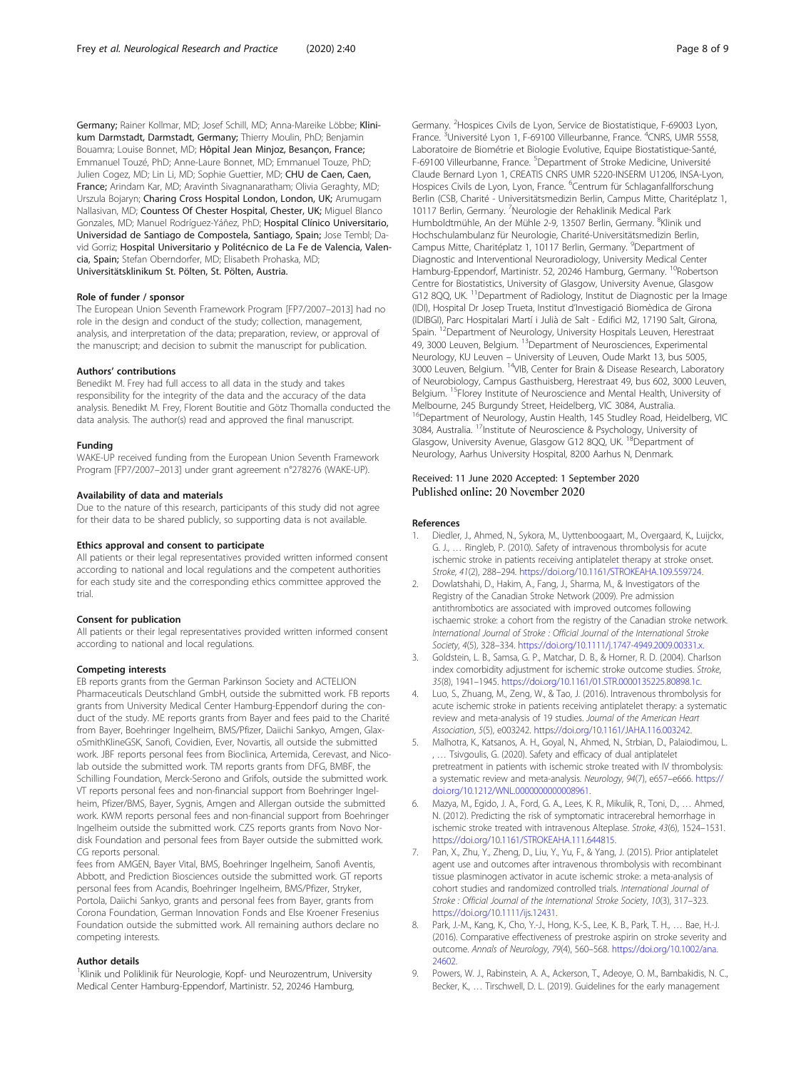Germany; Rainer Kollmar, MD; Josef Schill, MD; Anna-Mareike Löbbe; **Klinikum Darmstadt, Darmstadt, Germany;** Thierry Moulin, PhD; Benjamin Bouamra; Louise Bonnet, MD; **Hôpital Jean Minjoz, Besançon, France;** Emmanuel Touzé, PhD; Anne-Laure Bonnet, MD; Emmanuel Touze, PhD; Julien Cogez, MD; Lin Li, MD; Sophie Guettier, MD; **CHU de Caen, Caen, France;** Arindam Kar, MD; Aravinth Sivagnanaratham; Olivia Geraghty, MD; Urszula Bojaryn; **Charing Cross Hospital London, London, UK;** Arumugam Nallasivan, MD; **Countess Of Chester Hospital, Chester, UK;** Miguel Blanco Gonzales, MD; Manuel Rodríguez-Yáñez, PhD; **Hospital Clínico Universitario, Universidad de Santiago de Compostela, Santiago, Spain;** Jose Tembl; David Gorriz; **Hospital Universitario y Politécnico de La Fe de Valencia, Valencia, Spain;** Stefan Oberndorfer, MD; Elisabeth Prohaska, MD; **Universitätsklinikum St. Pölten, St. Pölten, Austria.**

### Role of funder / sponsor

The European Union Seventh Framework Program [FP7/2007–2013] had no role in the design and conduct of the study; collection, management, analysis, and interpretation of the data; preparation, review, or approval of the manuscript; and decision to submit the manuscript for publication.

### Authors' contributions

Benedikt M. Frey had full access to all data in the study and takes responsibility for the integrity of the data and the accuracy of the data analysis. Benedikt M. Frey, Florent Boutitie and Götz Thomalla conducted the data analysis. The author(s) read and approved the final manuscript.

### Funding

WAKE-UP received funding from the European Union Seventh Framework Program [FP7/2007–2013] under grant agreement n°278276 (WAKE-UP).

### Availability of data and materials

Due to the nature of this research, participants of this study did not agree for their data to be shared publicly, so supporting data is not available.

### Ethics approval and consent to participate

All patients or their legal representatives provided written informed consent according to national and local regulations and the competent authorities for each study site and the corresponding ethics committee approved the trial.

### Consent for publication

All patients or their legal representatives provided written informed consent according to national and local regulations.

### Competing interests

EB reports grants from the German Parkinson Society and ACTELION Pharmaceuticals Deutschland GmbH, outside the submitted work. FB reports grants from University Medical Center Hamburg-Eppendorf during the conduct of the study. ME reports grants from Bayer and fees paid to the Charité from Bayer, Boehringer Ingelheim, BMS/Pfizer, Daiichi Sankyo, Amgen, GlaxoSmithKlineGSK, Sanofi, Covidien, Ever, Novartis, all outside the submitted work. JBF reports personal fees from Bioclinica, Artemida, Cerevast, and Nicolab outside the submitted work. TM reports grants from DFG, BMBF, the Schilling Foundation, Merck-Serono and Grifols, outside the submitted work. VT reports personal fees and non-financial support from Boehringer Ingelheim, Pfizer/BMS, Bayer, Sygnis, Amgen and Allergan outside the submitted work. KWM reports personal fees and non-financial support from Boehringer Ingelheim outside the submitted work. CZS reports grants from Novo Nordisk Foundation and personal fees from Bayer outside the submitted work. CG reports personal.
fees from AMGEN, Bayer Vital, BMS, Boehringer Ingelheim, Sanofi Aventis, Abbott, and Prediction Biosciences outside the submitted work. GT reports personal fees from Acandis, Boehringer Ingelheim, BMS/Pfizer, Stryker, Portola, Daiichi Sankyo, grants and personal fees from Bayer, grants from Corona Foundation, German Innovation Fonds and Else Kroener Fresenius Foundation outside the submitted work. All remaining authors declare no competing interests.

### Author details

[1]Klinik und Poliklinik für Neurologie, Kopf- und Neurozentrum, University Medical Center Hamburg-Eppendorf, Martinistr. 52, 20246 Hamburg, Germany. [2]Hospices Civils de Lyon, Service de Biostatistique, F-69003 Lyon, France. [3]Université Lyon 1, F-69100 Villeurbanne, France. [4]CNRS, UMR 5558, Laboratoire de Biométrie et Biologie Evolutive, Equipe Biostatistique-Santé, F-69100 Villeurbanne, France. [5]Department of Stroke Medicine, Université Claude Bernard Lyon 1, CREATIS CNRS UMR 5220-INSERM U1206, INSA-Lyon, Hospices Civils de Lyon, Lyon, France. [6]Centrum für Schlaganfallforschung Berlin (CSB, Charité - Universitätsmedizin Berlin, Campus Mitte, Charitéplatz 1, 10117 Berlin, Germany. [7]Neurologie der Rehaklinik Medical Park Humboldtmühle, An der Mühle 2-9, 13507 Berlin, Germany. [8]Klinik und Hochschulambulanz für Neurologie, Charité-Universitätsmedizin Berlin, Campus Mitte, Charitéplatz 1, 10117 Berlin, Germany. [9]Department of Diagnostic and Interventional Neuroradiology, University Medical Center Hamburg-Eppendorf, Martinistr. 52, 20246 Hamburg, Germany. [10]Robertson Centre for Biostatistics, University of Glasgow, University Avenue, Glasgow G12 8QQ, UK. [11]Department of Radiology, Institut de Diagnostic per la Image (IDI), Hospital Dr Josep Trueta, Institut d'Investigació Biomèdica de Girona (IDIBGI), Parc Hospitalari Martí i Julià de Salt - Edifici M2, 17190 Salt, Girona, Spain. [12]Department of Neurology, University Hospitals Leuven, Herestraat 49, 3000 Leuven, Belgium. [13]Department of Neurosciences, Experimental Neurology, KU Leuven – University of Leuven, Oude Markt 13, bus 5005, 3000 Leuven, Belgium. [14]VIB, Center for Brain & Disease Research, Laboratory of Neurobiology, Campus Gasthuisberg, Herestraat 49, bus 602, 3000 Leuven, Belgium. [15]Florey Institute of Neuroscience and Mental Health, University of Melbourne, 245 Burgundy Street, Heidelberg, VIC 3084, Australia. [16]Department of Neurology, Austin Health, 145 Studley Road, Heidelberg, VIC 3084, Australia. [17]Institute of Neuroscience & Psychology, University of Glasgow, University Avenue, Glasgow G12 8QQ, UK. [18]Department of Neurology, Aarhus University Hospital, 8200 Aarhus N, Denmark.

Received: 11 June 2020 Accepted: 1 September 2020
Published online: 20 November 2020

### References

1. Diedler, J., Ahmed, N., Sykora, M., Uyttenboogaart, M., Overgaard, K., Luijckx, G. J., … Ringleb, P. (2010). Safety of intravenous thrombolysis for acute ischemic stroke in patients receiving antiplatelet therapy at stroke onset. *Stroke, 41*(2), 288–294. https://doi.org/10.1161/STROKEAHA.109.559724.
2. Dowlatshahi, D., Hakim, A., Fang, J., Sharma, M., & Investigators of the Registry of the Canadian Stroke Network (2009). Pre admission antithrombotics are associated with improved outcomes following ischaemic stroke: a cohort from the registry of the Canadian stroke network. *International Journal of Stroke : Official Journal of the International Stroke Society, 4*(5), 328–334. https://doi.org/10.1111/j.1747-4949.2009.00331.x.
3. Goldstein, L. B., Samsa, G. P., Matchar, D. B., & Horner, R. D. (2004). Charlson index comorbidity adjustment for ischemic stroke outcome studies. *Stroke, 35*(8), 1941–1945. https://doi.org/10.1161/01.STR.0000135225.80898.1c.
4. Luo, S., Zhuang, M., Zeng, W., & Tao, J. (2016). Intravenous thrombolysis for acute ischemic stroke in patients receiving antiplatelet therapy: a systematic review and meta-analysis of 19 studies. *Journal of the American Heart Association, 5*(5), e003242. https://doi.org/10.1161/JAHA.116.003242.
5. Malhotra, K., Katsanos, A. H., Goyal, N., Ahmed, N., Strbian, D., Palaiodimou, L. , … Tsivgoulis, G. (2020). Safety and efficacy of dual antiplatelet pretreatment in patients with ischemic stroke treated with IV thrombolysis: a systematic review and meta-analysis. *Neurology, 94*(7), e657–e666. https://doi.org/10.1212/WNL.0000000000008961.
6. Mazya, M., Egido, J. A., Ford, G. A., Lees, K. R., Mikulik, R., Toni, D., … Ahmed, N. (2012). Predicting the risk of symptomatic intracerebral hemorrhage in ischemic stroke treated with intravenous Alteplase. *Stroke, 43*(6), 1524–1531. https://doi.org/10.1161/STROKEAHA.111.644815.
7. Pan, X., Zhu, Y., Zheng, D., Liu, Y., Yu, F., & Yang, J. (2015). Prior antiplatelet agent use and outcomes after intravenous thrombolysis with recombinant tissue plasminogen activator in acute ischemic stroke: a meta-analysis of cohort studies and randomized controlled trials. *International Journal of Stroke : Official Journal of the International Stroke Society, 10*(3), 317–323. https://doi.org/10.1111/ijs.12431.
8. Park, J.-M., Kang, K., Cho, Y.-J., Hong, K.-S., Lee, K. B., Park, T. H., … Bae, H.-J. (2016). Comparative effectiveness of prestroke aspirin on stroke severity and outcome. *Annals of Neurology, 79*(4), 560–568. https://doi.org/10.1002/ana.24602.
9. Powers, W. J., Rabinstein, A. A., Ackerson, T., Adeoye, O. M., Bambakidis, N. C., Becker, K., … Tirschwell, D. L. (2019). Guidelines for the early management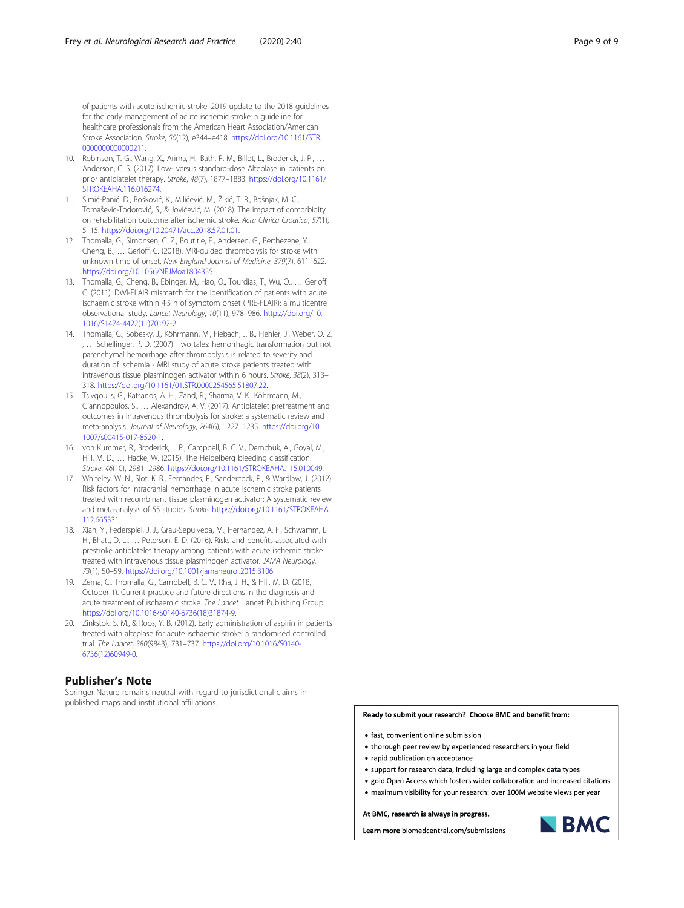of patients with acute ischemic stroke: 2019 update to the 2018 guidelines for the early management of acute ischemic stroke: a guideline for healthcare professionals from the American Heart Association/American Stroke Association. *Stroke*, *50*(12), e344–e418. https://doi.org/10.1161/STR.0000000000000211.

10. Robinson, T. G., Wang, X., Arima, H., Bath, P. M., Billot, L., Broderick, J. P., … Anderson, C. S. (2017). Low- versus standard-dose Alteplase in patients on prior antiplatelet therapy. *Stroke*, *48*(7), 1877–1883. https://doi.org/10.1161/STROKEAHA.116.016274.
11. Simić-Panić, D., Bošković, K., Milićević, M., Žikić, T. R., Bošnjak, M. C., Tomaševic-Todorović, S., & Jovićević, M. (2018). The impact of comorbidity on rehabilitation outcome after ischemic stroke. *Acta Clinica Croatica*, *57*(1), 5–15. https://doi.org/10.20471/acc.2018.57.01.01.
12. Thomalla, G., Simonsen, C. Z., Boutitie, F., Andersen, G., Berthezene, Y., Cheng, B., … Gerloff, C. (2018). MRI-guided thrombolysis for stroke with unknown time of onset. *New England Journal of Medicine*, *379*(7), 611–622. https://doi.org/10.1056/NEJMoa1804355.
13. Thomalla, G., Cheng, B., Ebinger, M., Hao, Q., Tourdias, T., Wu, O., … Gerloff, C. (2011). DWI-FLAIR mismatch for the identification of patients with acute ischaemic stroke within 4·5 h of symptom onset (PRE-FLAIR): a multicentre observational study. *Lancet Neurology*, *10*(11), 978–986. https://doi.org/10.1016/S1474-4422(11)70192-2.
14. Thomalla, G., Sobesky, J., Köhrmann, M., Fiebach, J. B., Fiehler, J., Weber, O. Z. , … Schellinger, P. D. (2007). Two tales: hemorrhagic transformation but not parenchymal hemorrhage after thrombolysis is related to severity and duration of ischemia - MRI study of acute stroke patients treated with intravenous tissue plasminogen activator within 6 hours. *Stroke*, *38*(2), 313–318. https://doi.org/10.1161/01.STR.0000254565.51807.22.
15. Tsivgoulis, G., Katsanos, A. H., Zand, R., Sharma, V. K., Köhrmann, M., Giannopoulos, S., … Alexandrov, A. V. (2017). Antiplatelet pretreatment and outcomes in intravenous thrombolysis for stroke: a systematic review and meta-analysis. *Journal of Neurology*, *264*(6), 1227–1235. https://doi.org/10.1007/s00415-017-8520-1.
16. von Kummer, R., Broderick, J. P., Campbell, B. C. V., Demchuk, A., Goyal, M., Hill, M. D., … Hacke, W. (2015). The Heidelberg bleeding classification. *Stroke*, *46*(10), 2981–2986. https://doi.org/10.1161/STROKEAHA.115.010049.
17. Whiteley, W. N., Slot, K. B., Fernandes, P., Sandercock, P., & Wardlaw, J. (2012). Risk factors for intracranial hemorrhage in acute ischemic stroke patients treated with recombinant tissue plasminogen activator: A systematic review and meta-analysis of 55 studies. *Stroke*. https://doi.org/10.1161/STROKEAHA.112.665331.
18. Xian, Y., Federspiel, J. J., Grau-Sepulveda, M., Hernandez, A. F., Schwamm, L. H., Bhatt, D. L., … Peterson, E. D. (2016). Risks and benefits associated with prestroke antiplatelet therapy among patients with acute ischemic stroke treated with intravenous tissue plasminogen activator. *JAMA Neurology*, *73*(1), 50–59. https://doi.org/10.1001/jamaneurol.2015.3106.
19. Zerna, C., Thomalla, G., Campbell, B. C. V., Rha, J. H., & Hill, M. D. (2018, October 1). Current practice and future directions in the diagnosis and acute treatment of ischaemic stroke. *The Lancet*. Lancet Publishing Group. https://doi.org/10.1016/S0140-6736(18)31874-9.
20. Zinkstok, S. M., & Roos, Y. B. (2012). Early administration of aspirin in patients treated with alteplase for acute ischaemic stroke: a randomised controlled trial. *The Lancet*, *380*(9843), 731–737. https://doi.org/10.1016/S0140-6736(12)60949-0.

## Publisher's Note

Springer Nature remains neutral with regard to jurisdictional claims in published maps and institutional affiliations.

**Ready to submit your research? Choose BMC and benefit from:**

- fast, convenient online submission
- thorough peer review by experienced researchers in your field
- rapid publication on acceptance
- support for research data, including large and complex data types
- gold Open Access which fosters wider collaboration and increased citations
- maximum visibility for your research: over 100M website views per year

**At BMC, research is always in progress.**

**Learn more** biomedcentral.com/submissions

BMC